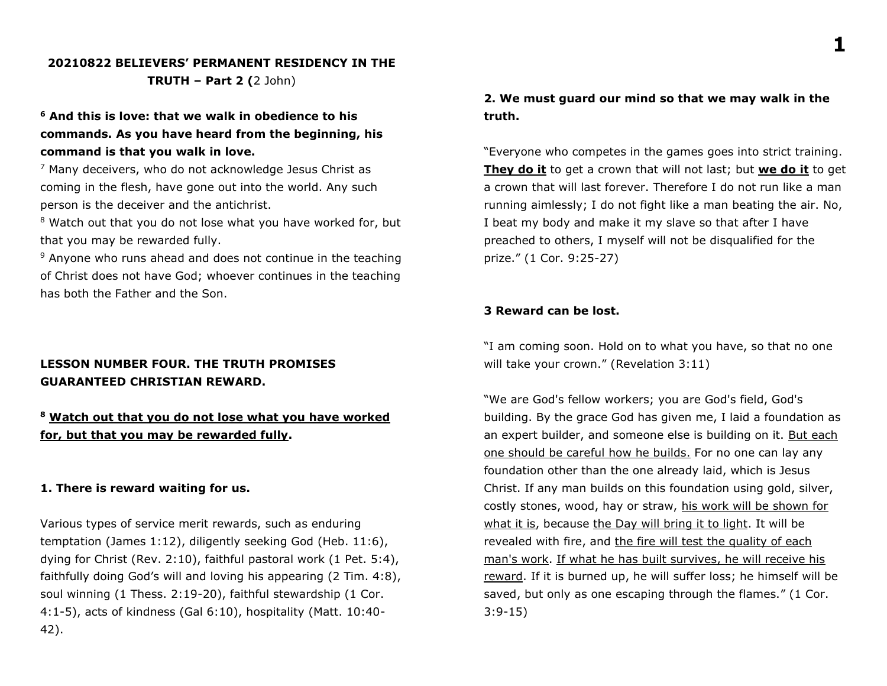**20210822 BELIEVERS' PERMANENT RESIDENCY IN THE TRUTH – Part 2 (**2 John)

**[6] And this is love: that we walk in obedience to his commands. As you have heard from the beginning, his command is that you walk in love.**

[7] Many deceivers, who do not acknowledge Jesus Christ as coming in the flesh, have gone out into the world. Any such person is the deceiver and the antichrist.

[8] Watch out that you do not lose what you have worked for, but that you may be rewarded fully.

[9] Anyone who runs ahead and does not continue in the teaching of Christ does not have God; whoever continues in the teaching has both the Father and the Son.

**LESSON NUMBER FOUR. THE TRUTH PROMISES GUARANTEED CHRISTIAN REWARD.**

**[8] <u>Watch out that you do not lose what you have worked for, but that you may be rewarded fully</u>.**

**1. There is reward waiting for us.**

Various types of service merit rewards, such as enduring temptation (James 1:12), diligently seeking God (Heb. 11:6), dying for Christ (Rev. 2:10), faithful pastoral work (1 Pet. 5:4), faithfully doing God's will and loving his appearing (2 Tim. 4:8), soul winning (1 Thess. 2:19-20), faithful stewardship (1 Cor. 4:1-5), acts of kindness (Gal 6:10), hospitality (Matt. 10:40-42).

**2. We must guard our mind so that we may walk in the truth.**

"Everyone who competes in the games goes into strict training. **<u>They do it</u>** to get a crown that will not last; but **<u>we do it</u>** to get a crown that will last forever. Therefore I do not run like a man running aimlessly; I do not fight like a man beating the air. No, I beat my body and make it my slave so that after I have preached to others, I myself will not be disqualified for the prize." (1 Cor. 9:25-27)

**3 Reward can be lost.**

"I am coming soon. Hold on to what you have, so that no one will take your crown." (Revelation 3:11)

"We are God's fellow workers; you are God's field, God's building. By the grace God has given me, I laid a foundation as an expert builder, and someone else is building on it. <u>But each one should be careful how he builds.</u> For no one can lay any foundation other than the one already laid, which is Jesus Christ. If any man builds on this foundation using gold, silver, costly stones, wood, hay or straw, <u>his work will be shown for what it is</u>, because <u>the Day will bring it to light</u>. It will be revealed with fire, and <u>the fire will test the quality of each man's work</u>. <u>If what he has built survives, he will receive his reward</u>. If it is burned up, he will suffer loss; he himself will be saved, but only as one escaping through the flames." (1 Cor. 3:9-15)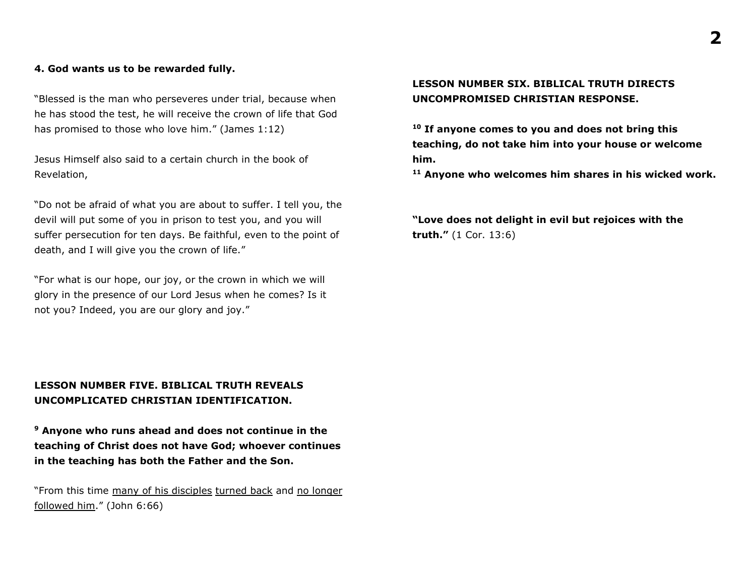**4. God wants us to be rewarded fully.**

"Blessed is the man who perseveres under trial, because when he has stood the test, he will receive the crown of life that God has promised to those who love him." (James 1:12)

Jesus Himself also said to a certain church in the book of Revelation,

"Do not be afraid of what you are about to suffer. I tell you, the devil will put some of you in prison to test you, and you will suffer persecution for ten days. Be faithful, even to the point of death, and I will give you the crown of life."

"For what is our hope, our joy, or the crown in which we will glory in the presence of our Lord Jesus when he comes? Is it not you? Indeed, you are our glory and joy."

**LESSON NUMBER FIVE. BIBLICAL TRUTH REVEALS UNCOMPLICATED CHRISTIAN IDENTIFICATION.**

**[9] Anyone who runs ahead and does not continue in the teaching of Christ does not have God; whoever continues in the teaching has both the Father and the Son.**

"From this time <u>many of his disciples</u> <u>turned back</u> and <u>no longer followed him</u>." (John 6:66)

**LESSON NUMBER SIX. BIBLICAL TRUTH DIRECTS UNCOMPROMISED CHRISTIAN RESPONSE.**

**[10] If anyone comes to you and does not bring this teaching, do not take him into your house or welcome him.**
**[11] Anyone who welcomes him shares in his wicked work.**

**"Love does not delight in evil but rejoices with the truth."** (1 Cor. 13:6)